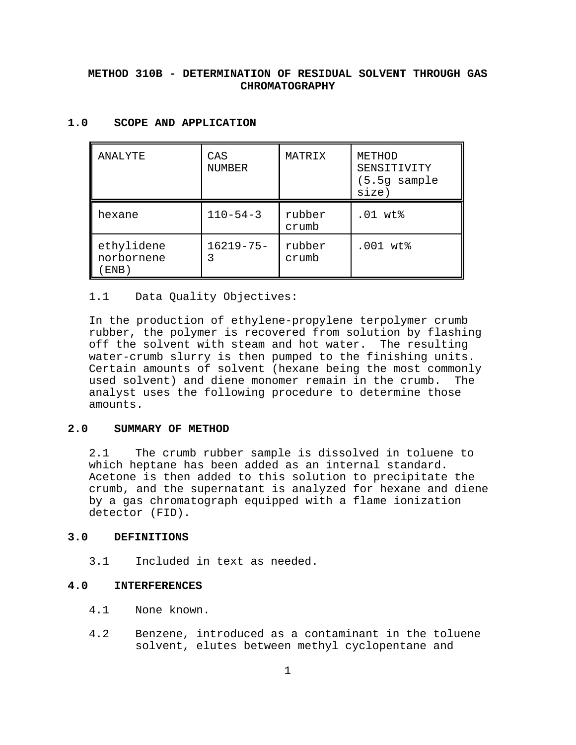# METHOD 310B - DETERMINATION OF RESIDUAL SOLVENT THROUGH GAS CHROMATOGRAPHY

## 1.0 SCOPE AND APPLICATION

| ANALYTE | CAS NUMBER | MATRIX | METHOD SENSITIVITY (5.5g sample size) |
|---|---|---|---|
| hexane | 110-54-3 | rubber crumb | .01 wt% |
| ethylidene norbornene (ENB) | 16219-75-3 | rubber crumb | .001 wt% |

1.1 Data Quality Objectives:

In the production of ethylene-propylene terpolymer crumb rubber, the polymer is recovered from solution by flashing off the solvent with steam and hot water. The resulting water-crumb slurry is then pumped to the finishing units. Certain amounts of solvent (hexane being the most commonly used solvent) and diene monomer remain in the crumb. The analyst uses the following procedure to determine those amounts.

## 2.0 SUMMARY OF METHOD

2.1 The crumb rubber sample is dissolved in toluene to which heptane has been added as an internal standard. Acetone is then added to this solution to precipitate the crumb, and the supernatant is analyzed for hexane and diene by a gas chromatograph equipped with a flame ionization detector (FID).

## 3.0 DEFINITIONS

3.1 Included in text as needed.

## 4.0 INTERFERENCES

4.1 None known.

4.2 Benzene, introduced as a contaminant in the toluene solvent, elutes between methyl cyclopentane and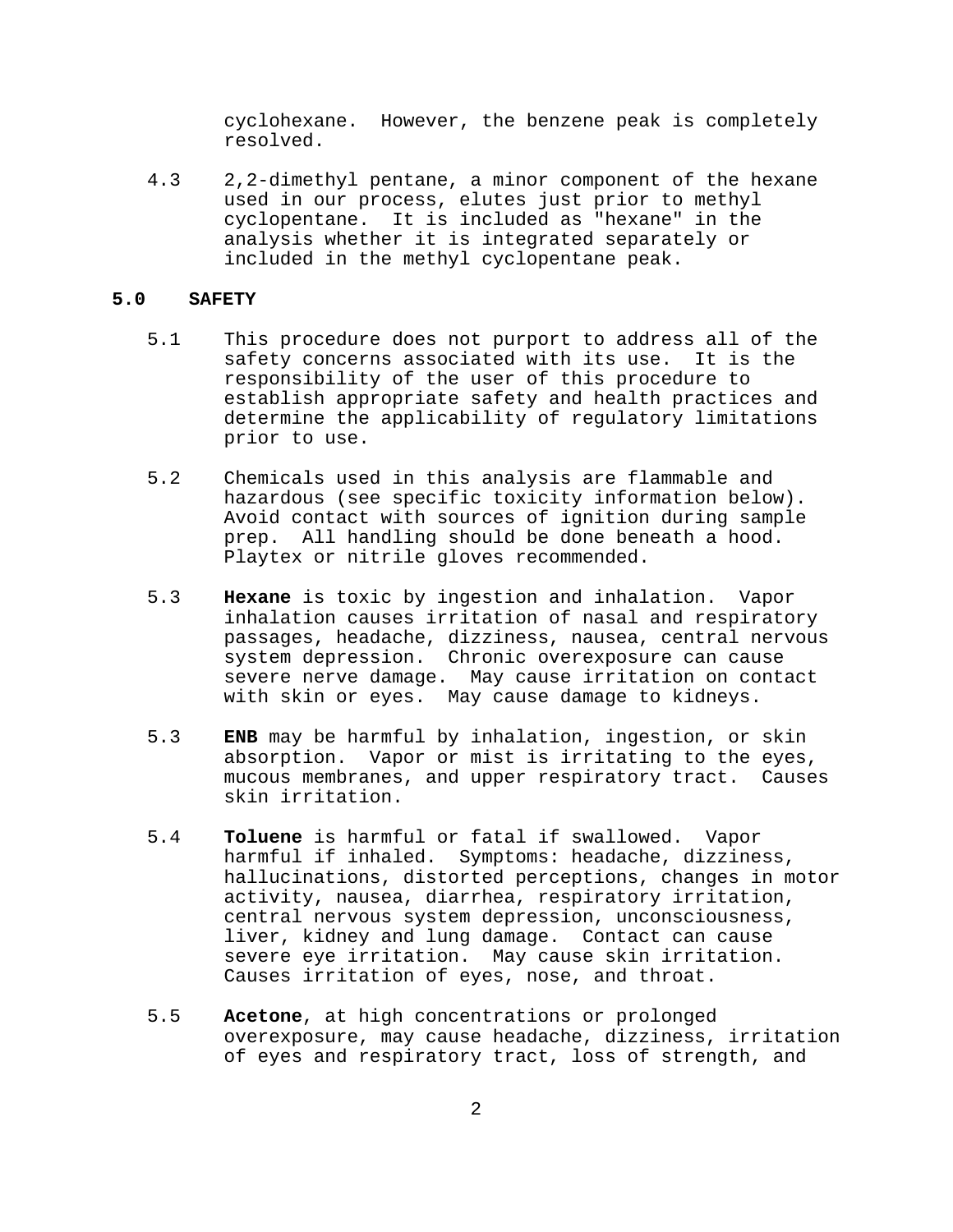cyclohexane. However, the benzene peak is completely resolved.

4.3 2,2-dimethyl pentane, a minor component of the hexane used in our process, elutes just prior to methyl cyclopentane. It is included as "hexane" in the analysis whether it is integrated separately or included in the methyl cyclopentane peak.

## 5.0 SAFETY

5.1 This procedure does not purport to address all of the safety concerns associated with its use. It is the responsibility of the user of this procedure to establish appropriate safety and health practices and determine the applicability of regulatory limitations prior to use.

5.2 Chemicals used in this analysis are flammable and hazardous (see specific toxicity information below). Avoid contact with sources of ignition during sample prep. All handling should be done beneath a hood. Playtex or nitrile gloves recommended.

5.3 **Hexane** is toxic by ingestion and inhalation. Vapor inhalation causes irritation of nasal and respiratory passages, headache, dizziness, nausea, central nervous system depression. Chronic overexposure can cause severe nerve damage. May cause irritation on contact with skin or eyes. May cause damage to kidneys.

5.3 **ENB** may be harmful by inhalation, ingestion, or skin absorption. Vapor or mist is irritating to the eyes, mucous membranes, and upper respiratory tract. Causes skin irritation.

5.4 **Toluene** is harmful or fatal if swallowed. Vapor harmful if inhaled. Symptoms: headache, dizziness, hallucinations, distorted perceptions, changes in motor activity, nausea, diarrhea, respiratory irritation, central nervous system depression, unconsciousness, liver, kidney and lung damage. Contact can cause severe eye irritation. May cause skin irritation. Causes irritation of eyes, nose, and throat.

5.5 **Acetone**, at high concentrations or prolonged overexposure, may cause headache, dizziness, irritation of eyes and respiratory tract, loss of strength, and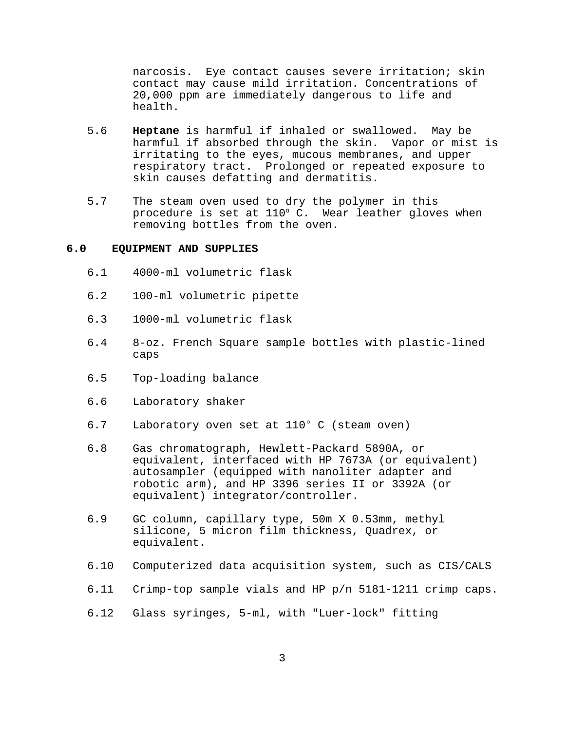narcosis. Eye contact causes severe irritation; skin contact may cause mild irritation. Concentrations of 20,000 ppm are immediately dangerous to life and health.

5.6 **Heptane** is harmful if inhaled or swallowed. May be harmful if absorbed through the skin. Vapor or mist is irritating to the eyes, mucous membranes, and upper respiratory tract. Prolonged or repeated exposure to skin causes defatting and dermatitis.

5.7 The steam oven used to dry the polymer in this procedure is set at 110° C. Wear leather gloves when removing bottles from the oven.

## 6.0 EQUIPMENT AND SUPPLIES

6.1 4000-ml volumetric flask

6.2 100-ml volumetric pipette

6.3 1000-ml volumetric flask

6.4 8-oz. French Square sample bottles with plastic-lined caps

6.5 Top-loading balance

6.6 Laboratory shaker

6.7 Laboratory oven set at 110° C (steam oven)

6.8 Gas chromatograph, Hewlett-Packard 5890A, or equivalent, interfaced with HP 7673A (or equivalent) autosampler (equipped with nanoliter adapter and robotic arm), and HP 3396 series II or 3392A (or equivalent) integrator/controller.

6.9 GC column, capillary type, 50m X 0.53mm, methyl silicone, 5 micron film thickness, Quadrex, or equivalent.

6.10 Computerized data acquisition system, such as CIS/CALS

6.11 Crimp-top sample vials and HP p/n 5181-1211 crimp caps.

6.12 Glass syringes, 5-ml, with "Luer-lock" fitting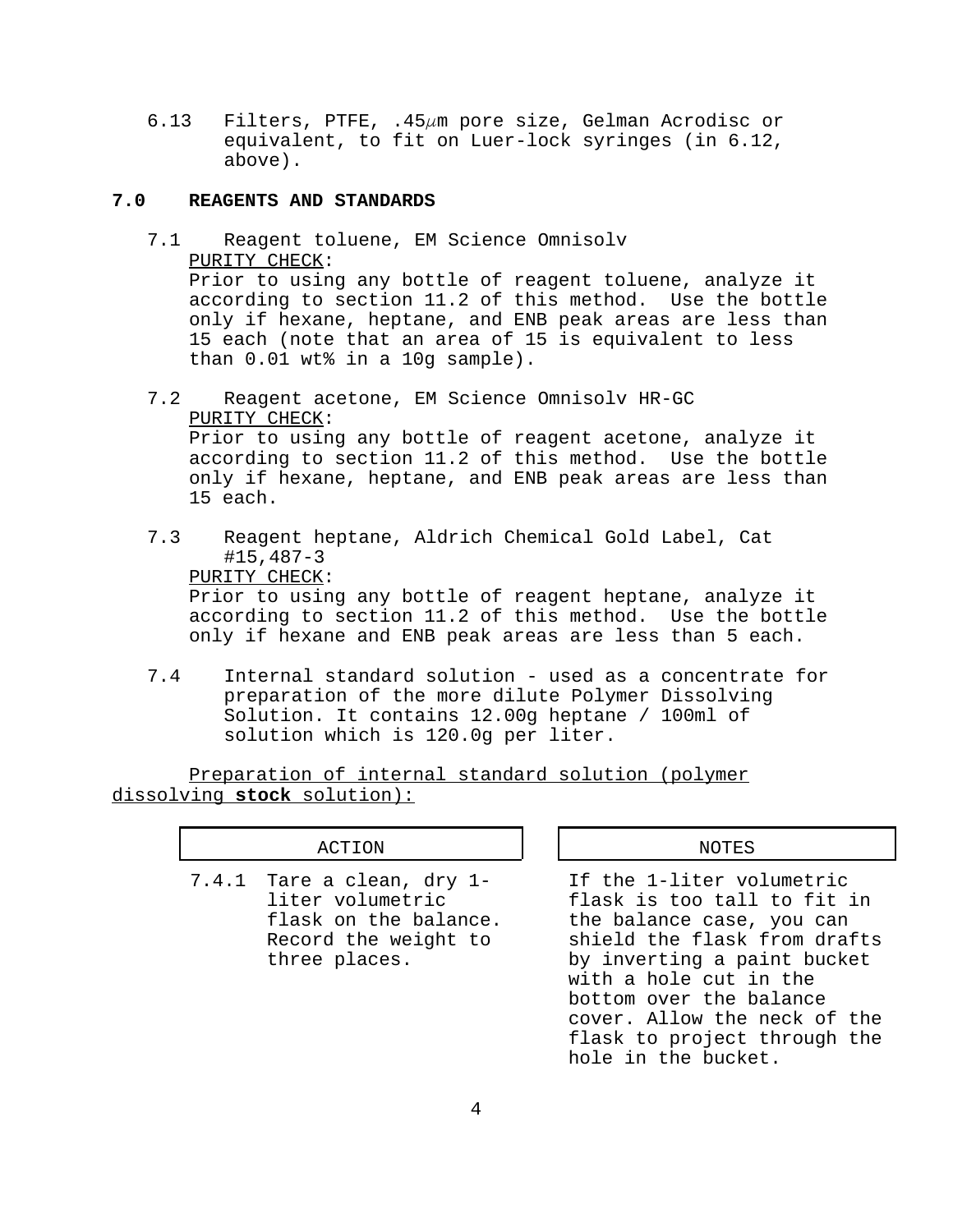6.13 Filters, PTFE, .45$\mu$m pore size, Gelman Acrodisc or equivalent, to fit on Luer-lock syringes (in 6.12, above).

## 7.0 REAGENTS AND STANDARDS

7.1 Reagent toluene, EM Science Omnisolv

PURITY CHECK:
Prior to using any bottle of reagent toluene, analyze it according to section 11.2 of this method. Use the bottle only if hexane, heptane, and ENB peak areas are less than 15 each (note that an area of 15 is equivalent to less than 0.01 wt% in a 10g sample).

7.2 Reagent acetone, EM Science Omnisolv HR-GC

PURITY CHECK:
Prior to using any bottle of reagent acetone, analyze it according to section 11.2 of this method. Use the bottle only if hexane, heptane, and ENB peak areas are less than 15 each.

7.3 Reagent heptane, Aldrich Chemical Gold Label, Cat #15,487-3

PURITY CHECK:
Prior to using any bottle of reagent heptane, analyze it according to section 11.2 of this method. Use the bottle only if hexane and ENB peak areas are less than 5 each.

7.4 Internal standard solution - used as a concentrate for preparation of the more dilute Polymer Dissolving Solution. It contains 12.00g heptane / 100ml of solution which is 120.0g per liter.

Preparation of internal standard solution (polymer dissolving **stock** solution):

| ACTION | NOTES |
|---|---|
| 7.4.1 Tare a clean, dry 1-liter volumetric flask on the balance. Record the weight to three places. | If the 1-liter volumetric flask is too tall to fit in the balance case, you can shield the flask from drafts by inverting a paint bucket with a hole cut in the bottom over the balance cover. Allow the neck of the flask to project through the hole in the bucket. |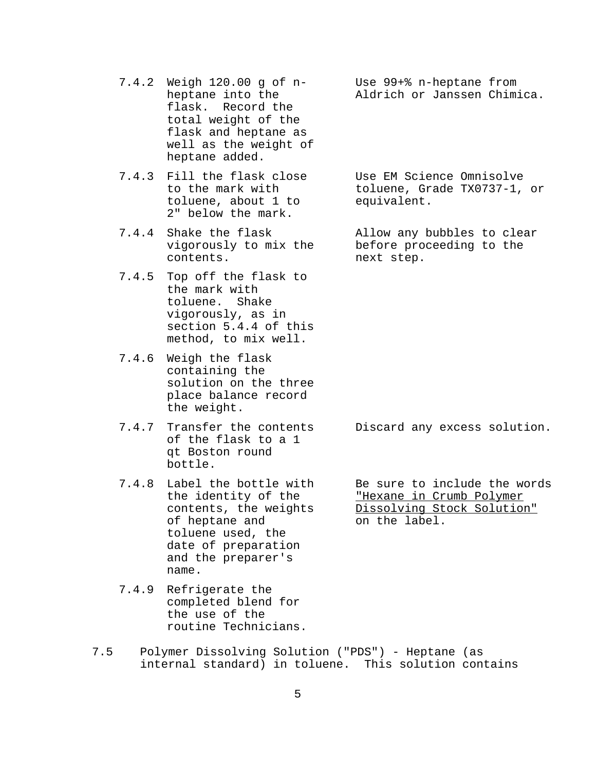| Step | Procedure | Notes |
|---|---|---|
| 7.4.2 | Weigh 120.00 g of n-heptane into the flask. Record the total weight of the flask and heptane as well as the weight of heptane added. | Use 99+% n-heptane from Aldrich or Janssen Chimica. |
| 7.4.3 | Fill the flask close to the mark with toluene, about 1 to 2" below the mark. | Use EM Science Omnisolve toluene, Grade TX0737-1, or equivalent. |
| 7.4.4 | Shake the flask vigorously to mix the contents. | Allow any bubbles to clear before proceeding to the next step. |
| 7.4.5 | Top off the flask to the mark with toluene. Shake vigorously, as in section 5.4.4 of this method, to mix well. | |
| 7.4.6 | Weigh the flask containing the solution on the three place balance record the weight. | |
| 7.4.7 | Transfer the contents of the flask to a 1 qt Boston round bottle. | Discard any excess solution. |
| 7.4.8 | Label the bottle with the identity of the contents, the weights of heptane and toluene used, the date of preparation and the preparer's name. | Be sure to include the words <u>"Hexane in Crumb Polymer Dissolving Stock Solution"</u> on the label. |
| 7.4.9 | Refrigerate the completed blend for the use of the routine Technicians. | |

7.5 Polymer Dissolving Solution ("PDS") - Heptane (as internal standard) in toluene. This solution contains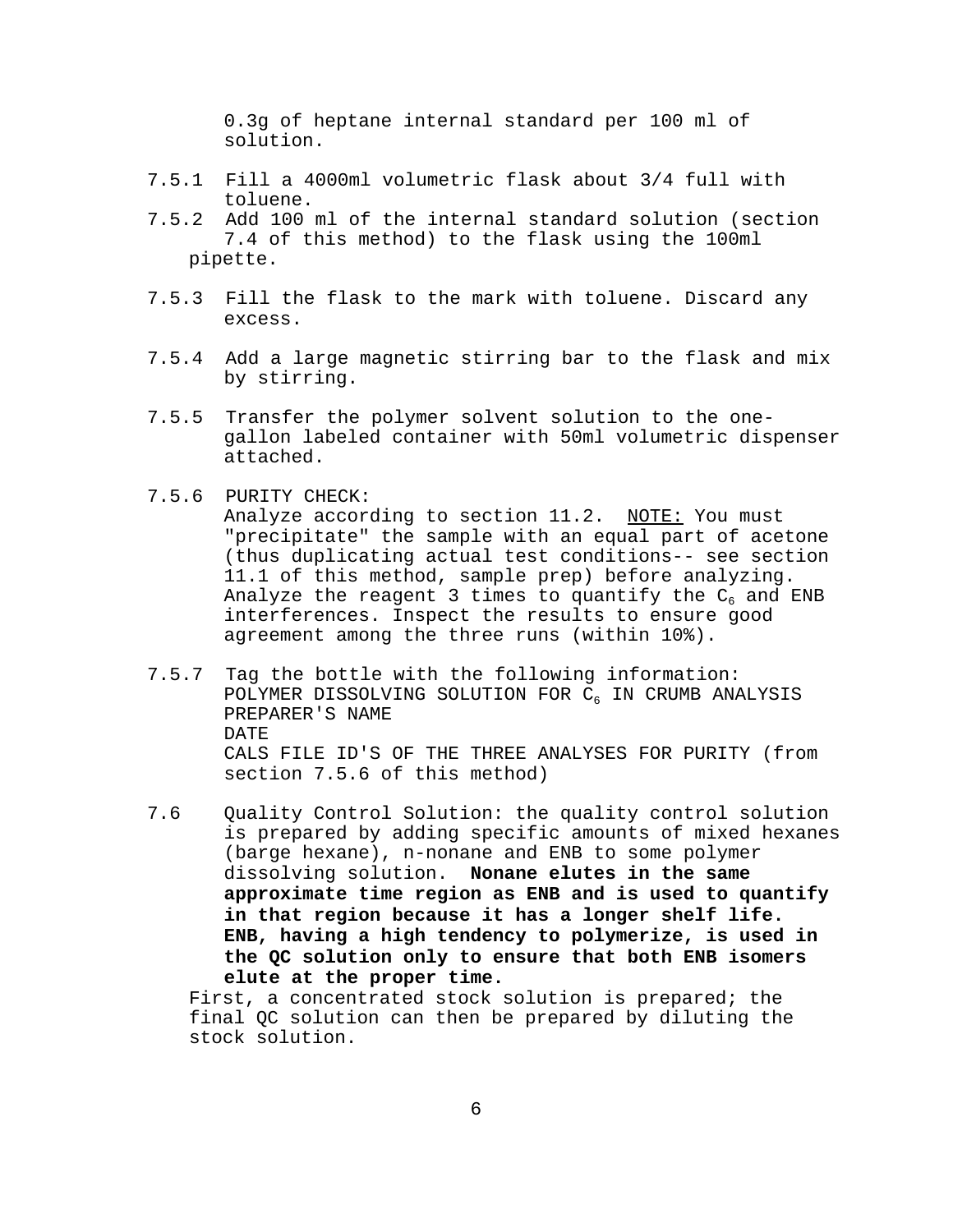0.3g of heptane internal standard per 100 ml of solution.

7.5.1 Fill a 4000ml volumetric flask about 3/4 full with toluene.

7.5.2 Add 100 ml of the internal standard solution (section 7.4 of this method) to the flask using the 100ml pipette.

7.5.3 Fill the flask to the mark with toluene. Discard any excess.

7.5.4 Add a large magnetic stirring bar to the flask and mix by stirring.

7.5.5 Transfer the polymer solvent solution to the one-gallon labeled container with 50ml volumetric dispenser attached.

7.5.6 PURITY CHECK:
Analyze according to section 11.2. NOTE: You must "precipitate" the sample with an equal part of acetone (thus duplicating actual test conditions-- see section 11.1 of this method, sample prep) before analyzing. Analyze the reagent 3 times to quantify the $C_6$ and ENB interferences. Inspect the results to ensure good agreement among the three runs (within 10%).

7.5.7 Tag the bottle with the following information:
POLYMER DISSOLVING SOLUTION FOR $C_6$ IN CRUMB ANALYSIS
PREPARER'S NAME
DATE
CALS FILE ID'S OF THE THREE ANALYSES FOR PURITY (from section 7.5.6 of this method)

7.6 Quality Control Solution: the quality control solution is prepared by adding specific amounts of mixed hexanes (barge hexane), n-nonane and ENB to some polymer dissolving solution. **Nonane elutes in the same approximate time region as ENB and is used to quantify in that region because it has a longer shelf life. ENB, having a high tendency to polymerize, is used in the QC solution only to ensure that both ENB isomers elute at the proper time.**
First, a concentrated stock solution is prepared; the final QC solution can then be prepared by diluting the stock solution.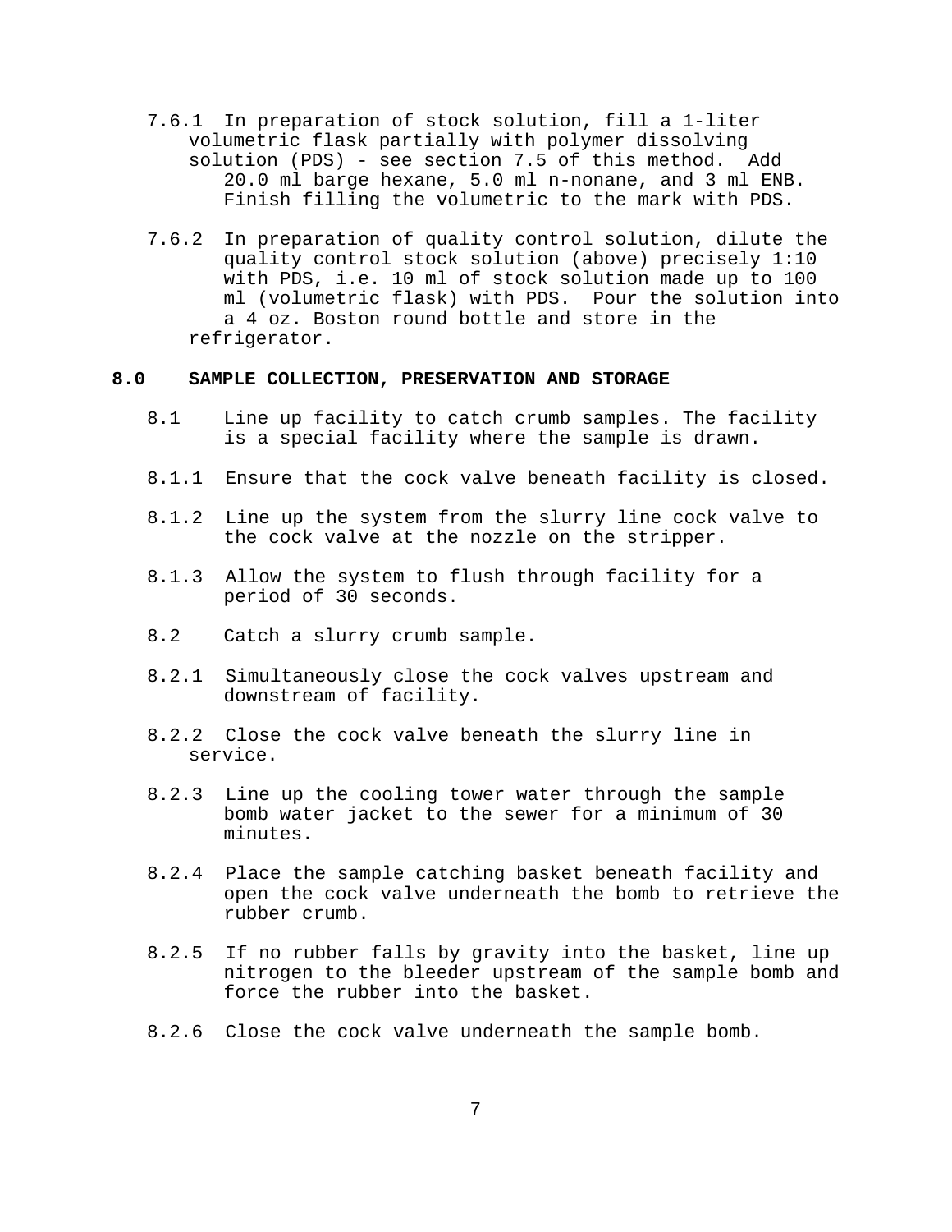7.6.1 In preparation of stock solution, fill a 1-liter volumetric flask partially with polymer dissolving solution (PDS) - see section 7.5 of this method. Add 20.0 ml barge hexane, 5.0 ml n-nonane, and 3 ml ENB. Finish filling the volumetric to the mark with PDS.

7.6.2 In preparation of quality control solution, dilute the quality control stock solution (above) precisely 1:10 with PDS, i.e. 10 ml of stock solution made up to 100 ml (volumetric flask) with PDS. Pour the solution into a 4 oz. Boston round bottle and store in the refrigerator.

## 8.0 SAMPLE COLLECTION, PRESERVATION AND STORAGE

8.1 Line up facility to catch crumb samples. The facility is a special facility where the sample is drawn.

8.1.1 Ensure that the cock valve beneath facility is closed.

8.1.2 Line up the system from the slurry line cock valve to the cock valve at the nozzle on the stripper.

8.1.3 Allow the system to flush through facility for a period of 30 seconds.

8.2 Catch a slurry crumb sample.

8.2.1 Simultaneously close the cock valves upstream and downstream of facility.

8.2.2 Close the cock valve beneath the slurry line in service.

8.2.3 Line up the cooling tower water through the sample bomb water jacket to the sewer for a minimum of 30 minutes.

8.2.4 Place the sample catching basket beneath facility and open the cock valve underneath the bomb to retrieve the rubber crumb.

8.2.5 If no rubber falls by gravity into the basket, line up nitrogen to the bleeder upstream of the sample bomb and force the rubber into the basket.

8.2.6 Close the cock valve underneath the sample bomb.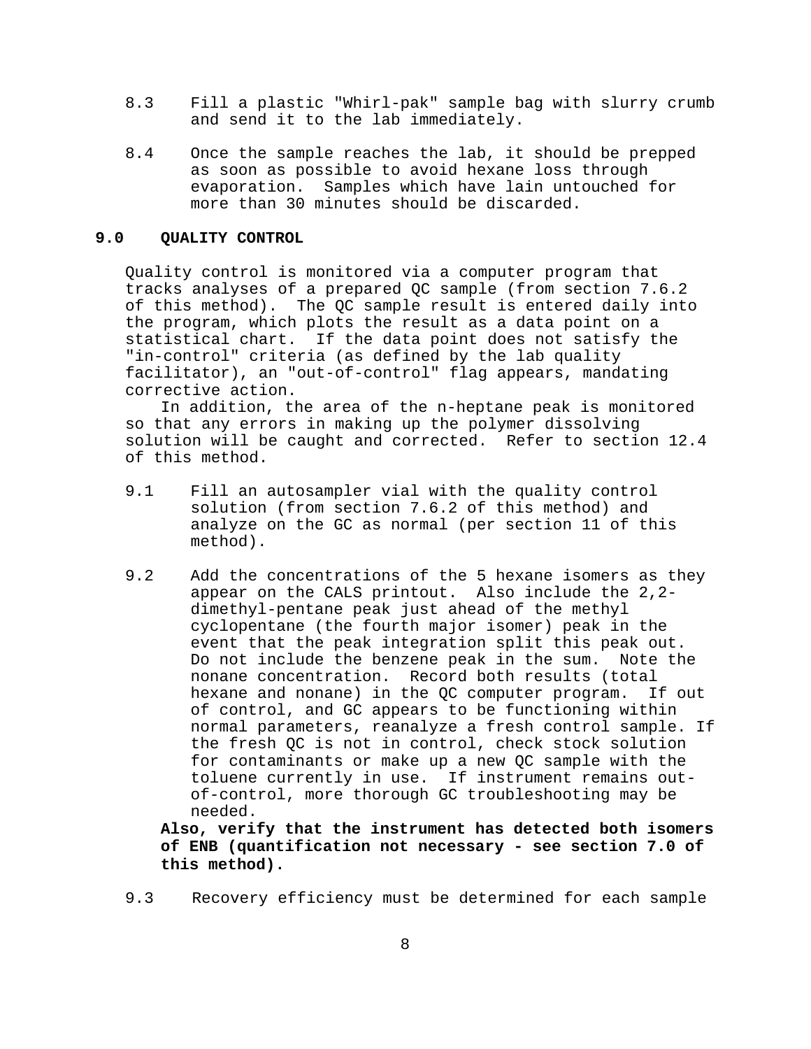8.3 Fill a plastic "Whirl-pak" sample bag with slurry crumb and send it to the lab immediately.

8.4 Once the sample reaches the lab, it should be prepped as soon as possible to avoid hexane loss through evaporation. Samples which have lain untouched for more than 30 minutes should be discarded.

## 9.0 QUALITY CONTROL

Quality control is monitored via a computer program that tracks analyses of a prepared QC sample (from section 7.6.2 of this method). The QC sample result is entered daily into the program, which plots the result as a data point on a statistical chart. If the data point does not satisfy the "in-control" criteria (as defined by the lab quality facilitator), an "out-of-control" flag appears, mandating corrective action.

In addition, the area of the n-heptane peak is monitored so that any errors in making up the polymer dissolving solution will be caught and corrected. Refer to section 12.4 of this method.

9.1 Fill an autosampler vial with the quality control solution (from section 7.6.2 of this method) and analyze on the GC as normal (per section 11 of this method).

9.2 Add the concentrations of the 5 hexane isomers as they appear on the CALS printout. Also include the 2,2-dimethyl-pentane peak just ahead of the methyl cyclopentane (the fourth major isomer) peak in the event that the peak integration split this peak out. Do not include the benzene peak in the sum. Note the nonane concentration. Record both results (total hexane and nonane) in the QC computer program. If out of control, and GC appears to be functioning within normal parameters, reanalyze a fresh control sample. If the fresh QC is not in control, check stock solution for contaminants or make up a new QC sample with the toluene currently in use. If instrument remains out-of-control, more thorough GC troubleshooting may be needed.

**Also, verify that the instrument has detected both isomers of ENB (quantification not necessary - see section 7.0 of this method).**

9.3 Recovery efficiency must be determined for each sample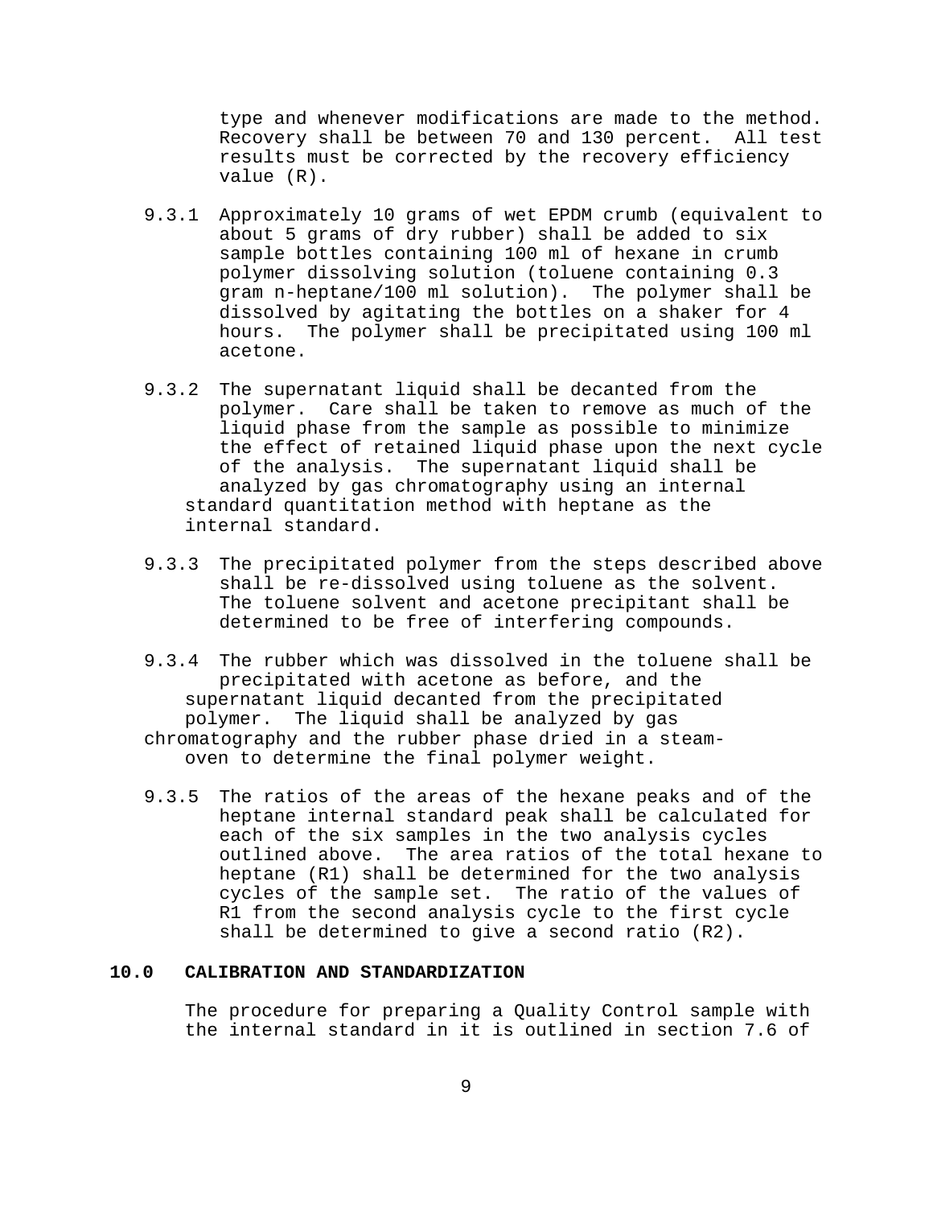type and whenever modifications are made to the method. Recovery shall be between 70 and 130 percent. All test results must be corrected by the recovery efficiency value (R).

9.3.1 Approximately 10 grams of wet EPDM crumb (equivalent to about 5 grams of dry rubber) shall be added to six sample bottles containing 100 ml of hexane in crumb polymer dissolving solution (toluene containing 0.3 gram n-heptane/100 ml solution). The polymer shall be dissolved by agitating the bottles on a shaker for 4 hours. The polymer shall be precipitated using 100 ml acetone.

9.3.2 The supernatant liquid shall be decanted from the polymer. Care shall be taken to remove as much of the liquid phase from the sample as possible to minimize the effect of retained liquid phase upon the next cycle of the analysis. The supernatant liquid shall be analyzed by gas chromatography using an internal standard quantitation method with heptane as the internal standard.

9.3.3 The precipitated polymer from the steps described above shall be re-dissolved using toluene as the solvent. The toluene solvent and acetone precipitant shall be determined to be free of interfering compounds.

9.3.4 The rubber which was dissolved in the toluene shall be precipitated with acetone as before, and the supernatant liquid decanted from the precipitated polymer. The liquid shall be analyzed by gas chromatography and the rubber phase dried in a steam-oven to determine the final polymer weight.

9.3.5 The ratios of the areas of the hexane peaks and of the heptane internal standard peak shall be calculated for each of the six samples in the two analysis cycles outlined above. The area ratios of the total hexane to heptane (R1) shall be determined for the two analysis cycles of the sample set. The ratio of the values of R1 from the second analysis cycle to the first cycle shall be determined to give a second ratio (R2).

## 10.0 CALIBRATION AND STANDARDIZATION

The procedure for preparing a Quality Control sample with the internal standard in it is outlined in section 7.6 of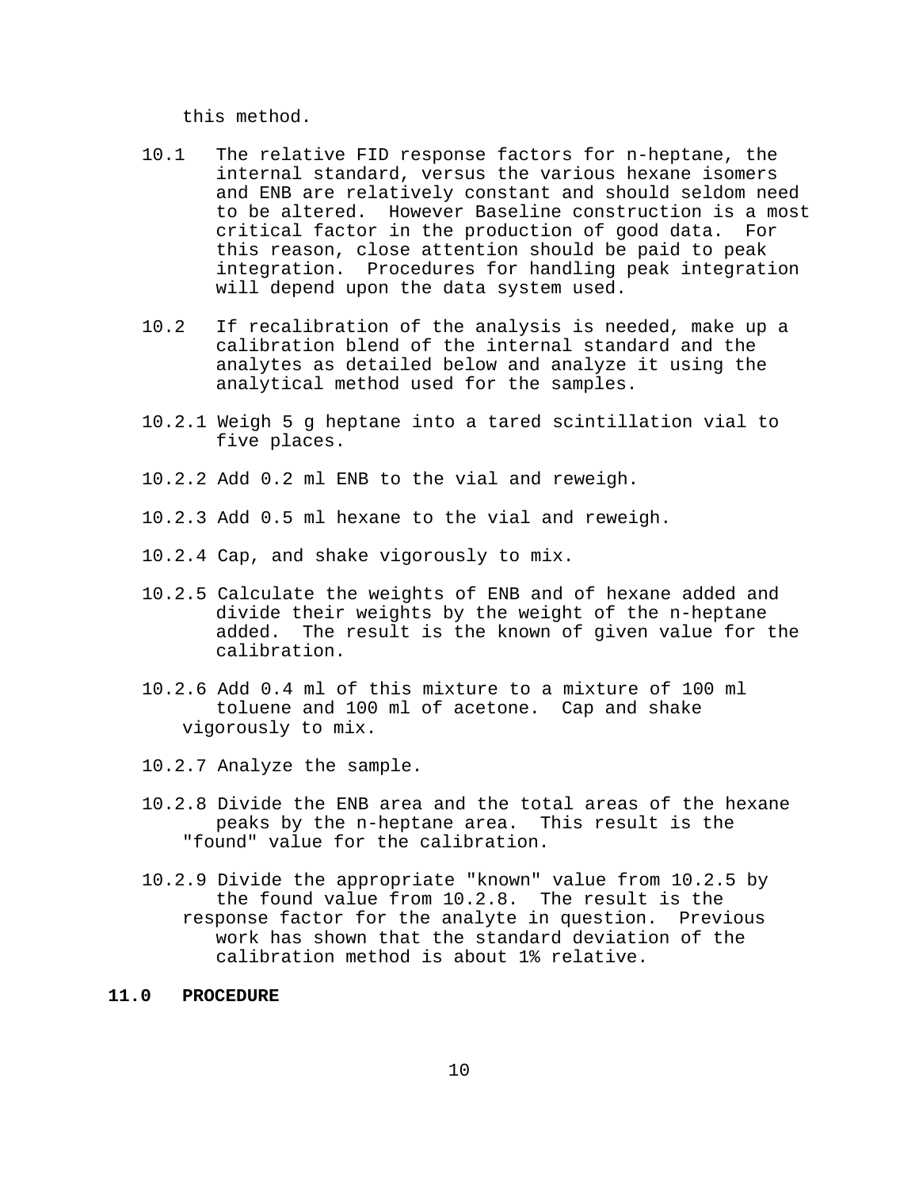this method.

10.1 The relative FID response factors for n-heptane, the internal standard, versus the various hexane isomers and ENB are relatively constant and should seldom need to be altered. However Baseline construction is a most critical factor in the production of good data. For this reason, close attention should be paid to peak integration. Procedures for handling peak integration will depend upon the data system used.

10.2 If recalibration of the analysis is needed, make up a calibration blend of the internal standard and the analytes as detailed below and analyze it using the analytical method used for the samples.

10.2.1 Weigh 5 g heptane into a tared scintillation vial to five places.

10.2.2 Add 0.2 ml ENB to the vial and reweigh.

10.2.3 Add 0.5 ml hexane to the vial and reweigh.

10.2.4 Cap, and shake vigorously to mix.

10.2.5 Calculate the weights of ENB and of hexane added and divide their weights by the weight of the n-heptane added. The result is the known of given value for the calibration.

10.2.6 Add 0.4 ml of this mixture to a mixture of 100 ml toluene and 100 ml of acetone. Cap and shake vigorously to mix.

10.2.7 Analyze the sample.

10.2.8 Divide the ENB area and the total areas of the hexane peaks by the n-heptane area. This result is the "found" value for the calibration.

10.2.9 Divide the appropriate "known" value from 10.2.5 by the found value from 10.2.8. The result is the response factor for the analyte in question. Previous work has shown that the standard deviation of the calibration method is about 1% relative.

## 11.0 PROCEDURE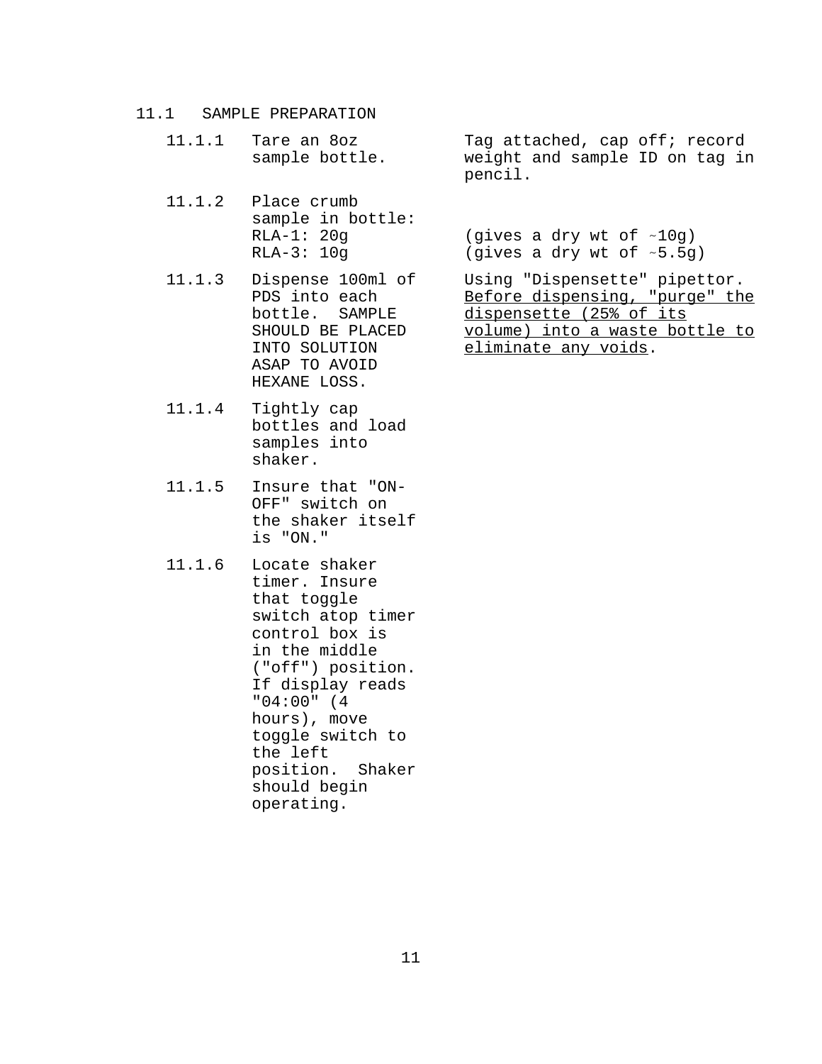## 11.1 SAMPLE PREPARATION

| Step | Procedure | Notes |
|---|---|---|
| 11.1.1 | Tare an 8oz sample bottle. | Tag attached, cap off; record weight and sample ID on tag in pencil. |
| 11.1.2 | Place crumb sample in bottle:<br>RLA-1: 20g<br>RLA-3: 10g | <br><br>(gives a dry wt of ~10g)<br>(gives a dry wt of ~5.5g) |
| 11.1.3 | Dispense 100ml of PDS into each bottle. SAMPLE SHOULD BE PLACED INTO SOLUTION ASAP TO AVOID HEXANE LOSS. | Using "Dispensette" pipettor. <u>Before dispensing, "purge" the dispensette (25% of its volume) into a waste bottle to eliminate any voids</u>. |
| 11.1.4 | Tightly cap bottles and load samples into shaker. | |
| 11.1.5 | Insure that "ON-OFF" switch on the shaker itself is "ON." | |
| 11.1.6 | Locate shaker timer. Insure that toggle switch atop timer control box is in the middle ("off") position. If display reads "04:00" (4 hours), move toggle switch to the left position. Shaker should begin operating. | |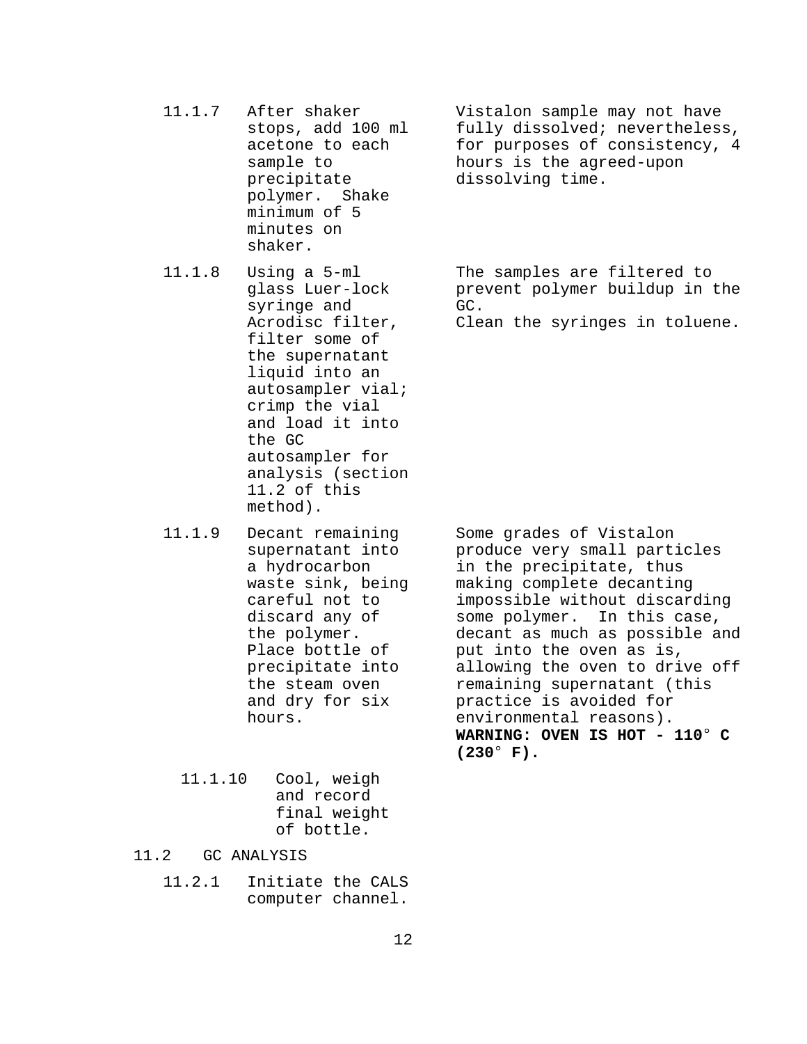| Step | Procedure | Notes |
| --- | --- | --- |
| 11.1.7 | After shaker stops, add 100 ml acetone to each sample to precipitate polymer. Shake minimum of 5 minutes on shaker. | Vistalon sample may not have fully dissolved; nevertheless, for purposes of consistency, 4 hours is the agreed-upon dissolving time. |
| 11.1.8 | Using a 5-ml glass Luer-lock syringe and Acrodisc filter, filter some of the supernatant liquid into an autosampler vial; crimp the vial and load it into the GC autosampler for analysis (section 11.2 of this method). | The samples are filtered to prevent polymer buildup in the GC. Clean the syringes in toluene. |
| 11.1.9 | Decant remaining supernatant into a hydrocarbon waste sink, being careful not to discard any of the polymer. Place bottle of precipitate into the steam oven and dry for six hours. | Some grades of Vistalon produce very small particles in the precipitate, thus making complete decanting impossible without discarding some polymer. In this case, decant as much as possible and put into the oven as is, allowing the oven to drive off remaining supernatant (this practice is avoided for environmental reasons). **WARNING: OVEN IS HOT - 110° C (230° F).** |
| 11.1.10 | Cool, weigh and record final weight of bottle. | |

11.2 GC ANALYSIS

11.2.1 Initiate the CALS computer channel.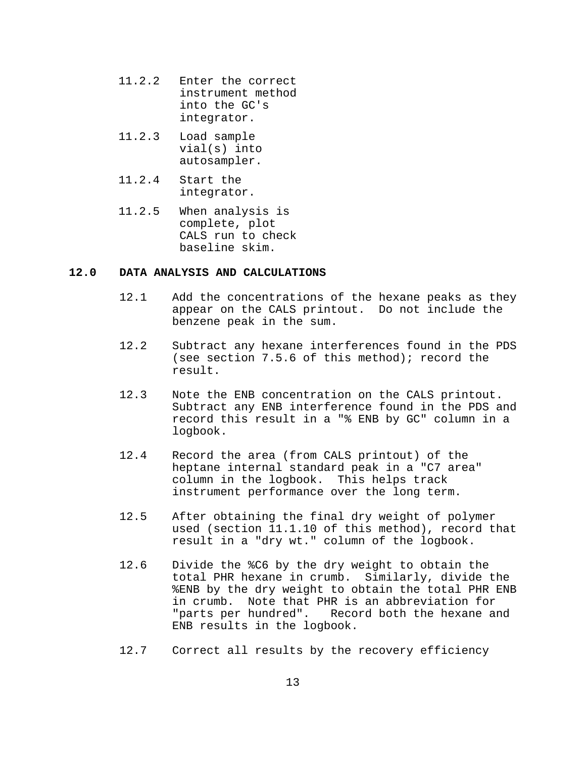11.2.2 Enter the correct instrument method into the GC's integrator.

11.2.3 Load sample vial(s) into autosampler.

11.2.4 Start the integrator.

11.2.5 When analysis is complete, plot CALS run to check baseline skim.

## 12.0 DATA ANALYSIS AND CALCULATIONS

12.1 Add the concentrations of the hexane peaks as they appear on the CALS printout. Do not include the benzene peak in the sum.

12.2 Subtract any hexane interferences found in the PDS (see section 7.5.6 of this method); record the result.

12.3 Note the ENB concentration on the CALS printout. Subtract any ENB interference found in the PDS and record this result in a "% ENB by GC" column in a logbook.

12.4 Record the area (from CALS printout) of the heptane internal standard peak in a "C7 area" column in the logbook. This helps track instrument performance over the long term.

12.5 After obtaining the final dry weight of polymer used (section 11.1.10 of this method), record that result in a "dry wt." column of the logbook.

12.6 Divide the %C6 by the dry weight to obtain the total PHR hexane in crumb. Similarly, divide the %ENB by the dry weight to obtain the total PHR ENB in crumb. Note that PHR is an abbreviation for "parts per hundred". Record both the hexane and ENB results in the logbook.

12.7 Correct all results by the recovery efficiency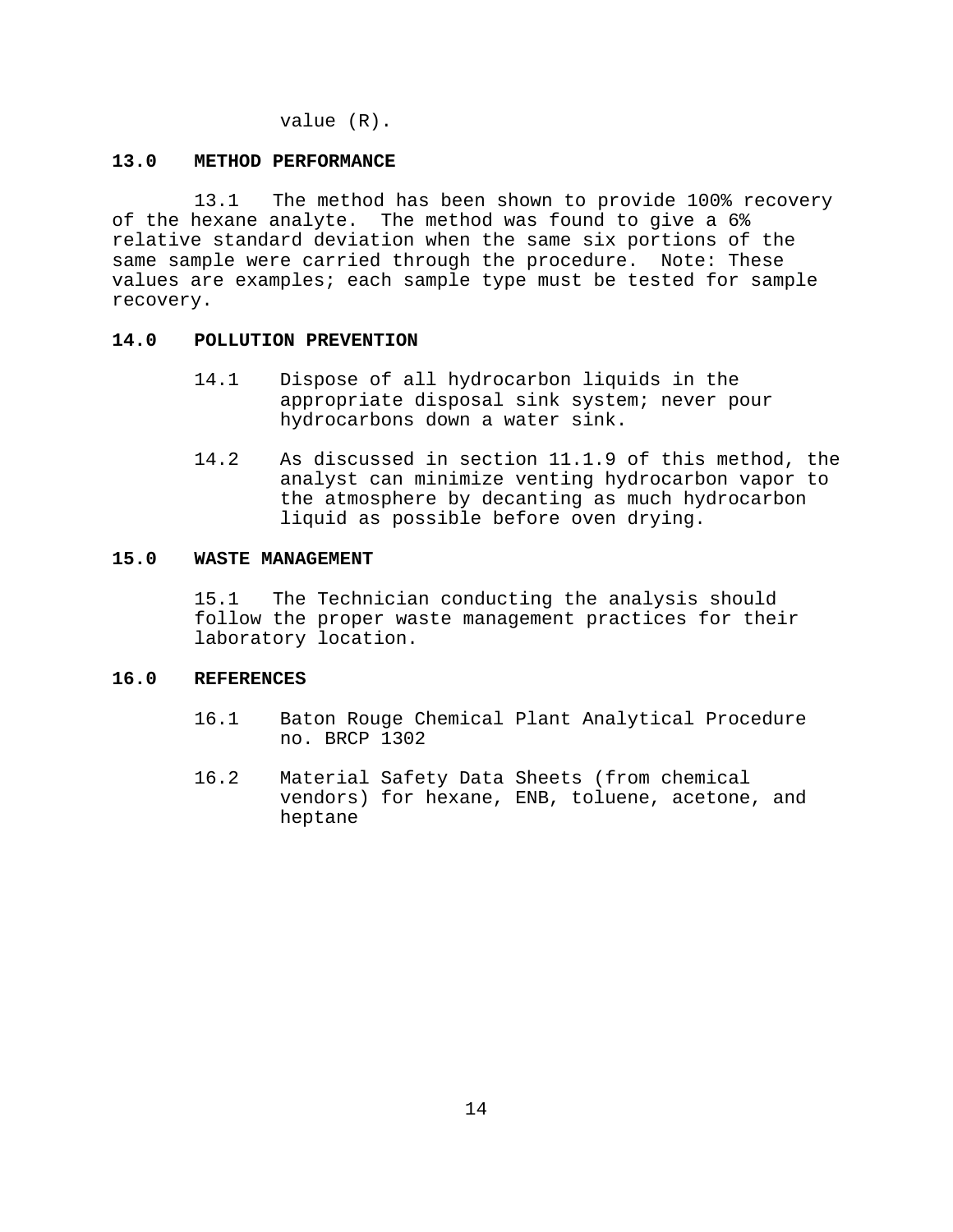value (R).

## 13.0 METHOD PERFORMANCE

13.1 The method has been shown to provide 100% recovery of the hexane analyte. The method was found to give a 6% relative standard deviation when the same six portions of the same sample were carried through the procedure. Note: These values are examples; each sample type must be tested for sample recovery.

## 14.0 POLLUTION PREVENTION

14.1 Dispose of all hydrocarbon liquids in the appropriate disposal sink system; never pour hydrocarbons down a water sink.

14.2 As discussed in section 11.1.9 of this method, the analyst can minimize venting hydrocarbon vapor to the atmosphere by decanting as much hydrocarbon liquid as possible before oven drying.

## 15.0 WASTE MANAGEMENT

15.1 The Technician conducting the analysis should follow the proper waste management practices for their laboratory location.

## 16.0 REFERENCES

16.1 Baton Rouge Chemical Plant Analytical Procedure no. BRCP 1302

16.2 Material Safety Data Sheets (from chemical vendors) for hexane, ENB, toluene, acetone, and heptane